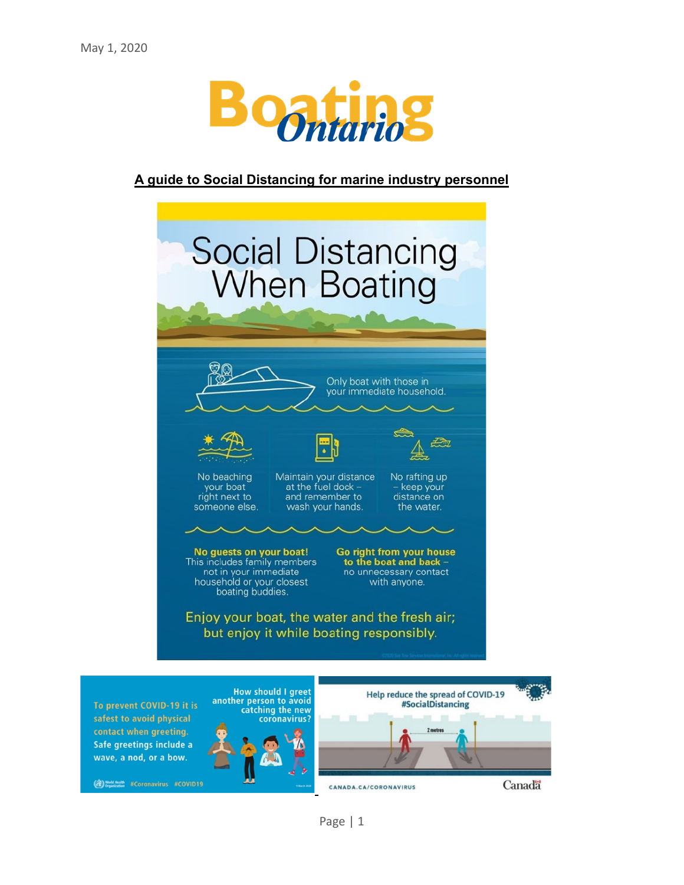May 1, 2020

Boating Ontario

**A guide to Social Distancing for marine industry personnel**

# Social Distancing When Boating

Only boat with those in your immediate household.

No beaching your boat right next to someone else.

Maintain your distance at the fuel dock – and remember to wash your hands.

No rafting up – keep your distance on the water.

**No guests on your boat!** This includes family members not in your immediate household or your closest boating buddies.

**Go right from your house to the boat and back** – no unnecessary contact with anyone.

Enjoy your boat, the water and the fresh air; but enjoy it while boating responsibly.

To prevent COVID-19 it is safest to avoid physical contact when greeting. Safe greetings include a wave, a nod, or a bow.

How should I greet another person to avoid catching the new coronavirus?

World Health Organization #Coronavirus #COVID19

Help reduce the spread of COVID-19 #SocialDistancing

2 metres

CANADA.CA/CORONAVIRUS

Canada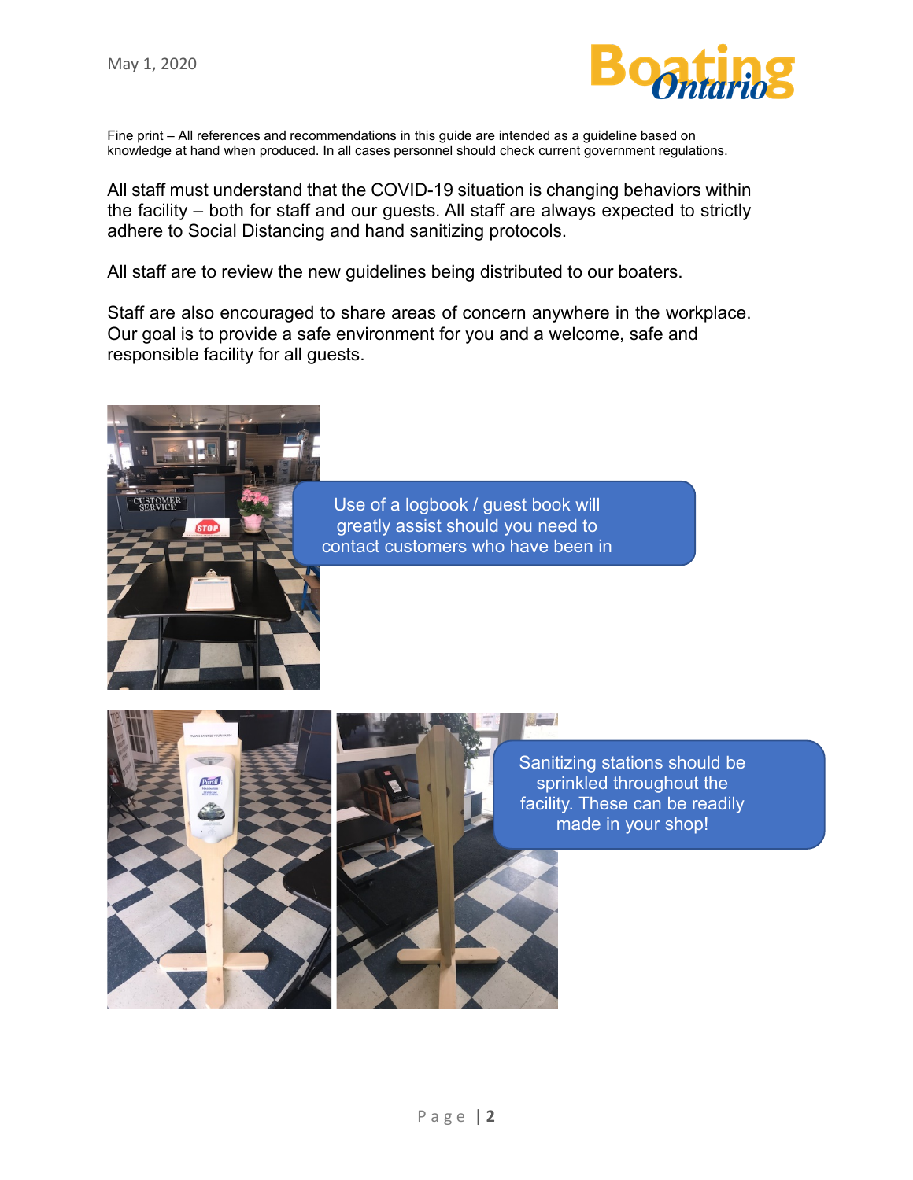May 1, 2020

Fine print – All references and recommendations in this guide are intended as a guideline based on knowledge at hand when produced. In all cases personnel should check current government regulations.

All staff must understand that the COVID-19 situation is changing behaviors within the facility – both for staff and our guests. All staff are always expected to strictly adhere to Social Distancing and hand sanitizing protocols.

All staff are to review the new guidelines being distributed to our boaters.

Staff are also encouraged to share areas of concern anywhere in the workplace. Our goal is to provide a safe environment for you and a welcome, safe and responsible facility for all guests.

Use of a logbook / guest book will greatly assist should you need to contact customers who have been in

Sanitizing stations should be sprinkled throughout the facility. These can be readily made in your shop!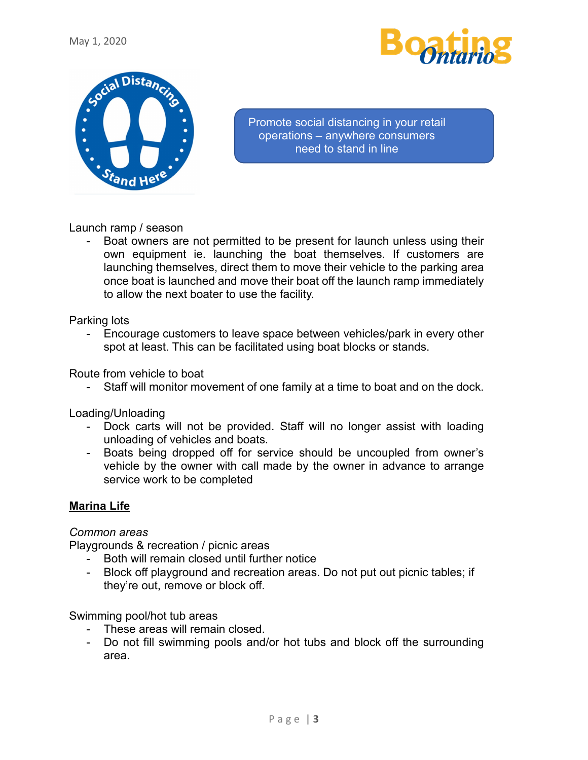May 1, 2020

Promote social distancing in your retail operations – anywhere consumers need to stand in line

Launch ramp / season

- Boat owners are not permitted to be present for launch unless using their own equipment ie. launching the boat themselves. If customers are launching themselves, direct them to move their vehicle to the parking area once boat is launched and move their boat off the launch ramp immediately to allow the next boater to use the facility.

Parking lots

- Encourage customers to leave space between vehicles/park in every other spot at least. This can be facilitated using boat blocks or stands.

Route from vehicle to boat

- Staff will monitor movement of one family at a time to boat and on the dock.

Loading/Unloading

- Dock carts will not be provided. Staff will no longer assist with loading unloading of vehicles and boats.
- Boats being dropped off for service should be uncoupled from owner's vehicle by the owner with call made by the owner in advance to arrange service work to be completed

**Marina Life**

*Common areas*

Playgrounds & recreation / picnic areas

- Both will remain closed until further notice
- Block off playground and recreation areas. Do not put out picnic tables; if they're out, remove or block off.

Swimming pool/hot tub areas

- These areas will remain closed.
- Do not fill swimming pools and/or hot tubs and block off the surrounding area.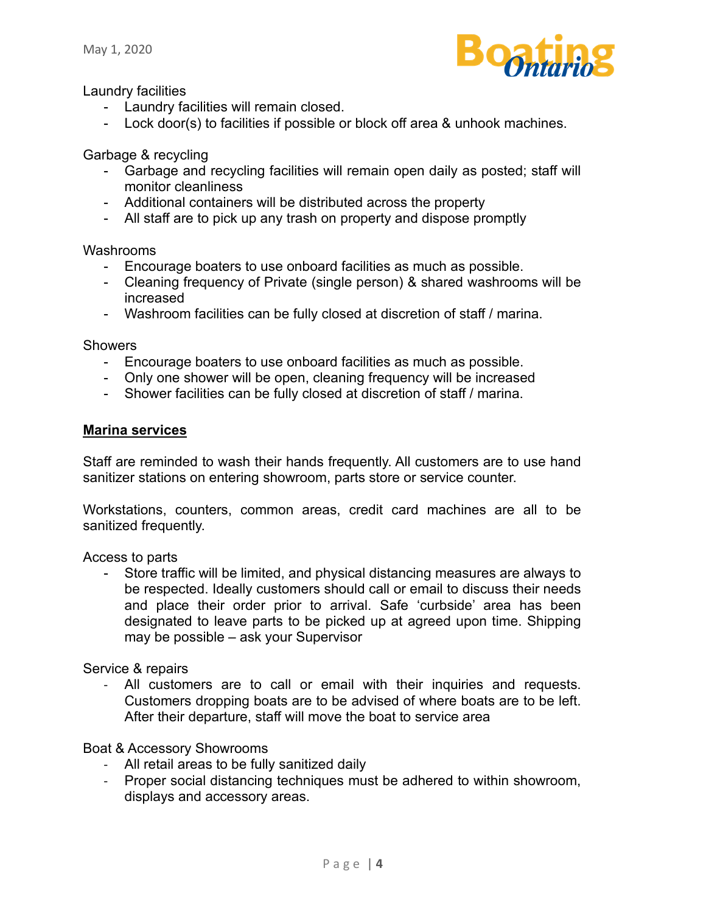Laundry facilities

- Laundry facilities will remain closed.
- Lock door(s) to facilities if possible or block off area & unhook machines.

Garbage & recycling

- Garbage and recycling facilities will remain open daily as posted; staff will monitor cleanliness
- Additional containers will be distributed across the property
- All staff are to pick up any trash on property and dispose promptly

Washrooms

- Encourage boaters to use onboard facilities as much as possible.
- Cleaning frequency of Private (single person) & shared washrooms will be increased
- Washroom facilities can be fully closed at discretion of staff / marina.

Showers

- Encourage boaters to use onboard facilities as much as possible.
- Only one shower will be open, cleaning frequency will be increased
- Shower facilities can be fully closed at discretion of staff / marina.

## **Marina services**

Staff are reminded to wash their hands frequently. All customers are to use hand sanitizer stations on entering showroom, parts store or service counter.

Workstations, counters, common areas, credit card machines are all to be sanitized frequently.

Access to parts

- Store traffic will be limited, and physical distancing measures are always to be respected. Ideally customers should call or email to discuss their needs and place their order prior to arrival. Safe 'curbside' area has been designated to leave parts to be picked up at agreed upon time. Shipping may be possible – ask your Supervisor

Service & repairs

- All customers are to call or email with their inquiries and requests. Customers dropping boats are to be advised of where boats are to be left. After their departure, staff will move the boat to service area

Boat & Accessory Showrooms

- All retail areas to be fully sanitized daily
- Proper social distancing techniques must be adhered to within showroom, displays and accessory areas.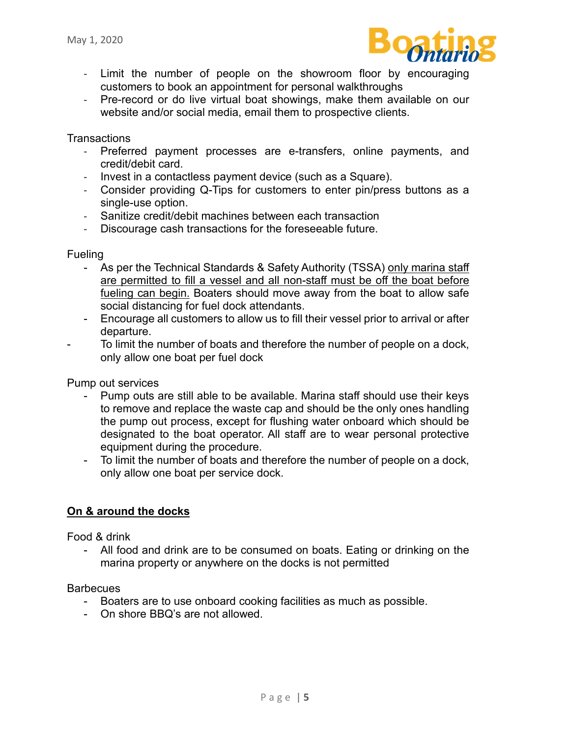- Limit the number of people on the showroom floor by encouraging customers to book an appointment for personal walkthroughs
- Pre-record or do live virtual boat showings, make them available on our website and/or social media, email them to prospective clients.

Transactions

- Preferred payment processes are e-transfers, online payments, and credit/debit card.
- Invest in a contactless payment device (such as a Square).
- Consider providing Q-Tips for customers to enter pin/press buttons as a single-use option.
- Sanitize credit/debit machines between each transaction
- Discourage cash transactions for the foreseeable future.

Fueling

- As per the Technical Standards & Safety Authority (TSSA) <u>only marina staff are permitted to fill a vessel and all non-staff must be off the boat before fueling can begin.</u> Boaters should move away from the boat to allow safe social distancing for fuel dock attendants.
- Encourage all customers to allow us to fill their vessel prior to arrival or after departure.
- To limit the number of boats and therefore the number of people on a dock, only allow one boat per fuel dock

Pump out services

- Pump outs are still able to be available. Marina staff should use their keys to remove and replace the waste cap and should be the only ones handling the pump out process, except for flushing water onboard which should be designated to the boat operator. All staff are to wear personal protective equipment during the procedure.
- To limit the number of boats and therefore the number of people on a dock, only allow one boat per service dock.

## <u>On & around the docks</u>

Food & drink

- All food and drink are to be consumed on boats. Eating or drinking on the marina property or anywhere on the docks is not permitted

Barbecues

- Boaters are to use onboard cooking facilities as much as possible.
- On shore BBQ's are not allowed.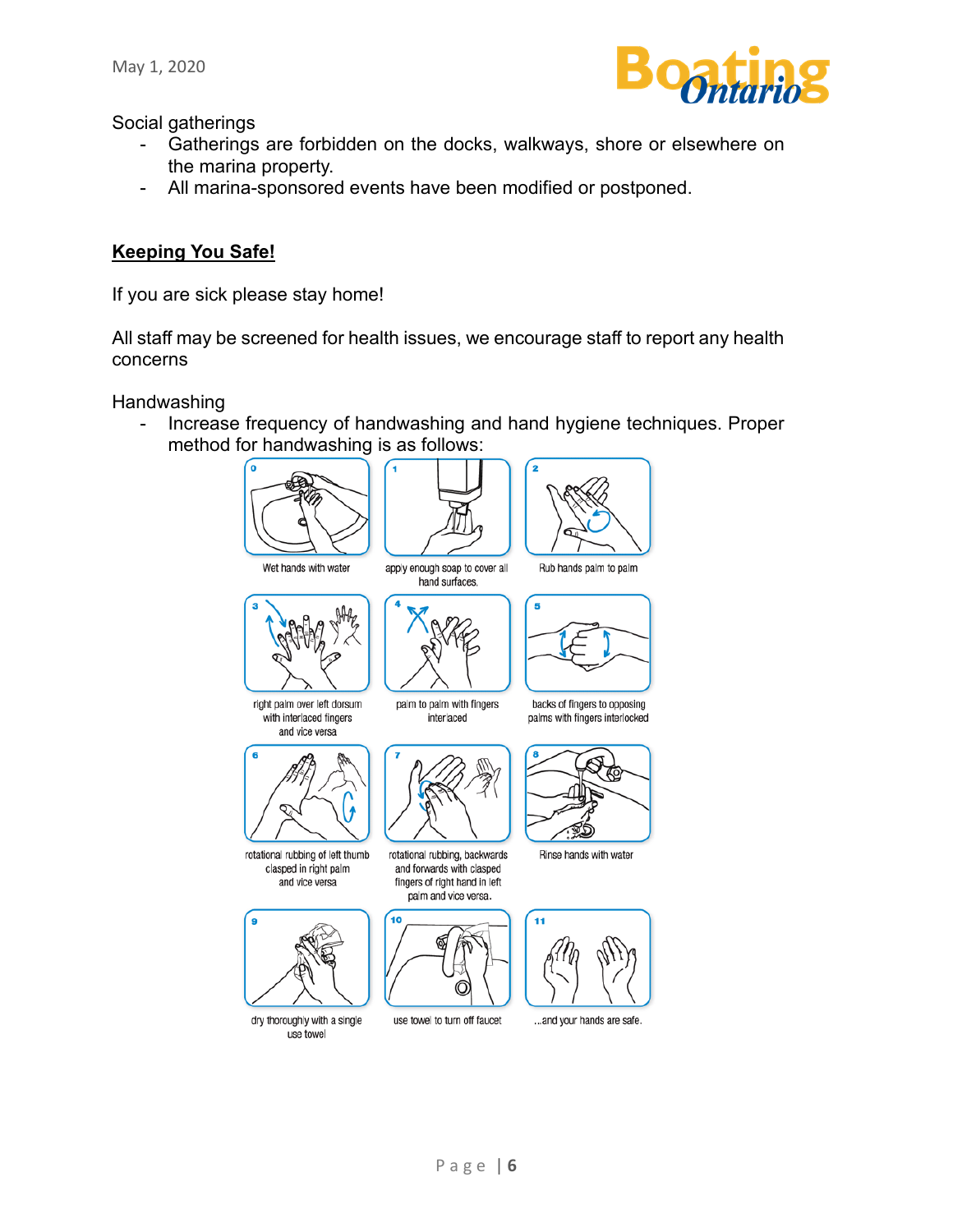Social gatherings

- Gatherings are forbidden on the docks, walkways, shore or elsewhere on the marina property.
- All marina-sponsored events have been modified or postponed.

**Keeping You Safe!**

If you are sick please stay home!

All staff may be screened for health issues, we encourage staff to report any health concerns

Handwashing

- Increase frequency of handwashing and hand hygiene techniques. Proper method for handwashing is as follows:

0 Wet hands with water

1 apply enough soap to cover all hand surfaces.

2 Rub hands palm to palm

3 right palm over left dorsum with interlaced fingers and vice versa

4 palm to palm with fingers interlaced

5 backs of fingers to opposing palms with fingers interlocked

6 rotational rubbing of left thumb clasped in right palm and vice versa

7 rotational rubbing, backwards and forwards with clasped fingers of right hand in left palm and vice versa.

8 Rinse hands with water

9 dry thoroughly with a single use towel

10 use towel to turn off faucet

11 ...and your hands are safe.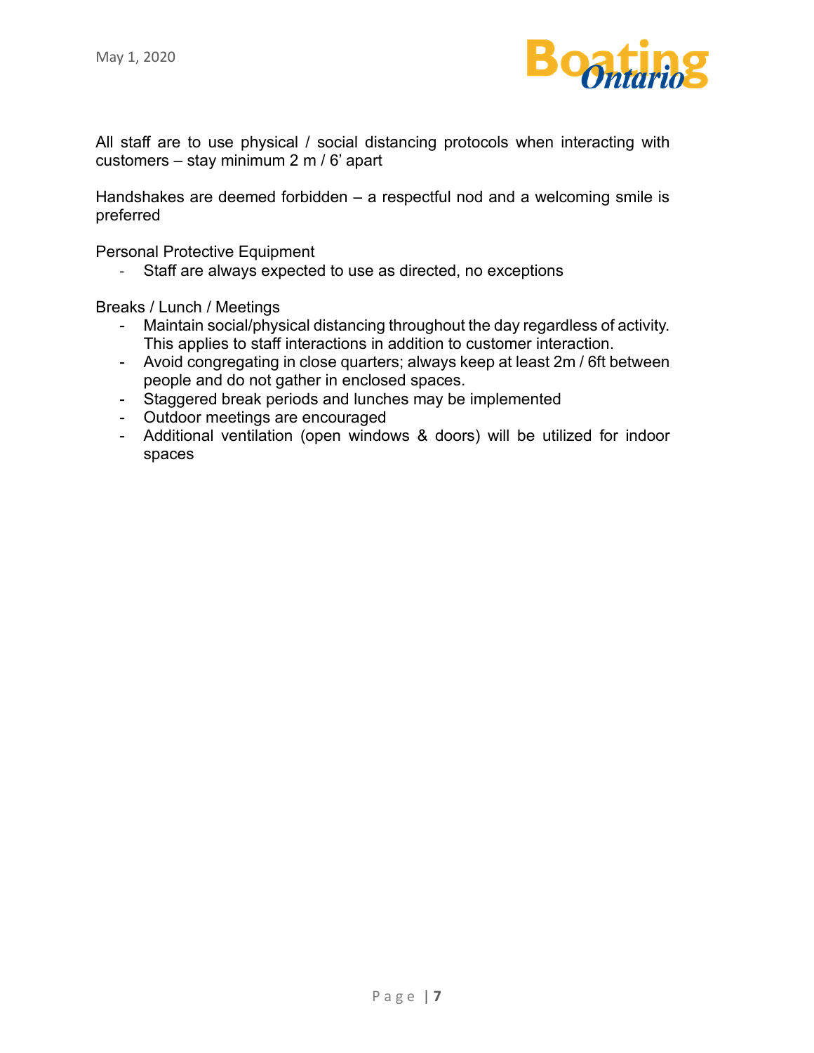All staff are to use physical / social distancing protocols when interacting with customers – stay minimum 2 m / 6' apart

Handshakes are deemed forbidden – a respectful nod and a welcoming smile is preferred

Personal Protective Equipment

- Staff are always expected to use as directed, no exceptions

Breaks / Lunch / Meetings

- Maintain social/physical distancing throughout the day regardless of activity. This applies to staff interactions in addition to customer interaction.
- Avoid congregating in close quarters; always keep at least 2m / 6ft between people and do not gather in enclosed spaces.
- Staggered break periods and lunches may be implemented
- Outdoor meetings are encouraged
- Additional ventilation (open windows & doors) will be utilized for indoor spaces